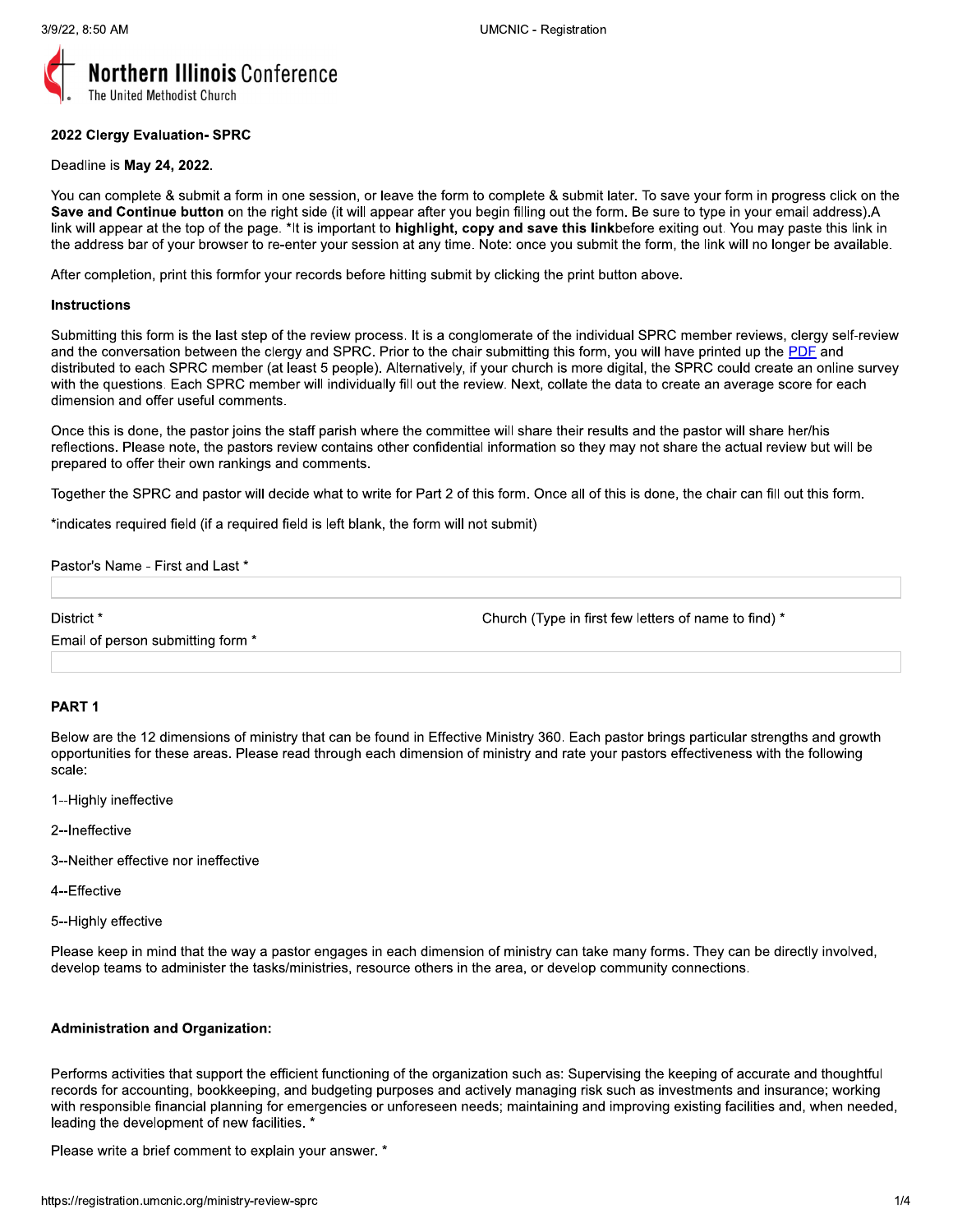**Northern Illinois** Conference
The United Methodist Church

**2022 Clergy Evaluation- SPRC**

Deadline is **May 24, 2022**.

You can complete & submit a form in one session, or leave the form to complete & submit later. To save your form in progress click on the **Save and Continue button** on the right side (it will appear after you begin filling out the form. Be sure to type in your email address).A link will appear at the top of the page. *It is important to **highlight, copy and save this link**before exiting out. You may paste this link in the address bar of your browser to re-enter your session at any time. Note: once you submit the form, the link will no longer be available.

After completion, print this formfor your records before hitting submit by clicking the print button above.

**Instructions**

Submitting this form is the last step of the review process. It is a conglomerate of the individual SPRC member reviews, clergy self-review and the conversation between the clergy and SPRC. Prior to the chair submitting this form, you will have printed up the PDF and distributed to each SPRC member (at least 5 people). Alternatively, if your church is more digital, the SPRC could create an online survey with the questions. Each SPRC member will individually fill out the review. Next, collate the data to create an average score for each dimension and offer useful comments.

Once this is done, the pastor joins the staff parish where the committee will share their results and the pastor will share her/his reflections. Please note, the pastors review contains other confidential information so they may not share the actual review but will be prepared to offer their own rankings and comments.

Together the SPRC and pastor will decide what to write for Part 2 of this form. Once all of this is done, the chair can fill out this form.

*indicates required field (if a required field is left blank, the form will not submit)

Pastor's Name - First and Last *

District *

Church (Type in first few letters of name to find) *

Email of person submitting form *

**PART 1**

Below are the 12 dimensions of ministry that can be found in Effective Ministry 360. Each pastor brings particular strengths and growth opportunities for these areas. Please read through each dimension of ministry and rate your pastors effectiveness with the following scale:

1--Highly ineffective

2--Ineffective

3--Neither effective nor ineffective

4--Effective

5--Highly effective

Please keep in mind that the way a pastor engages in each dimension of ministry can take many forms. They can be directly involved, develop teams to administer the tasks/ministries, resource others in the area, or develop community connections.

**Administration and Organization:**

Performs activities that support the efficient functioning of the organization such as: Supervising the keeping of accurate and thoughtful records for accounting, bookkeeping, and budgeting purposes and actively managing risk such as investments and insurance; working with responsible financial planning for emergencies or unforeseen needs; maintaining and improving existing facilities and, when needed, leading the development of new facilities. *

Please write a brief comment to explain your answer. *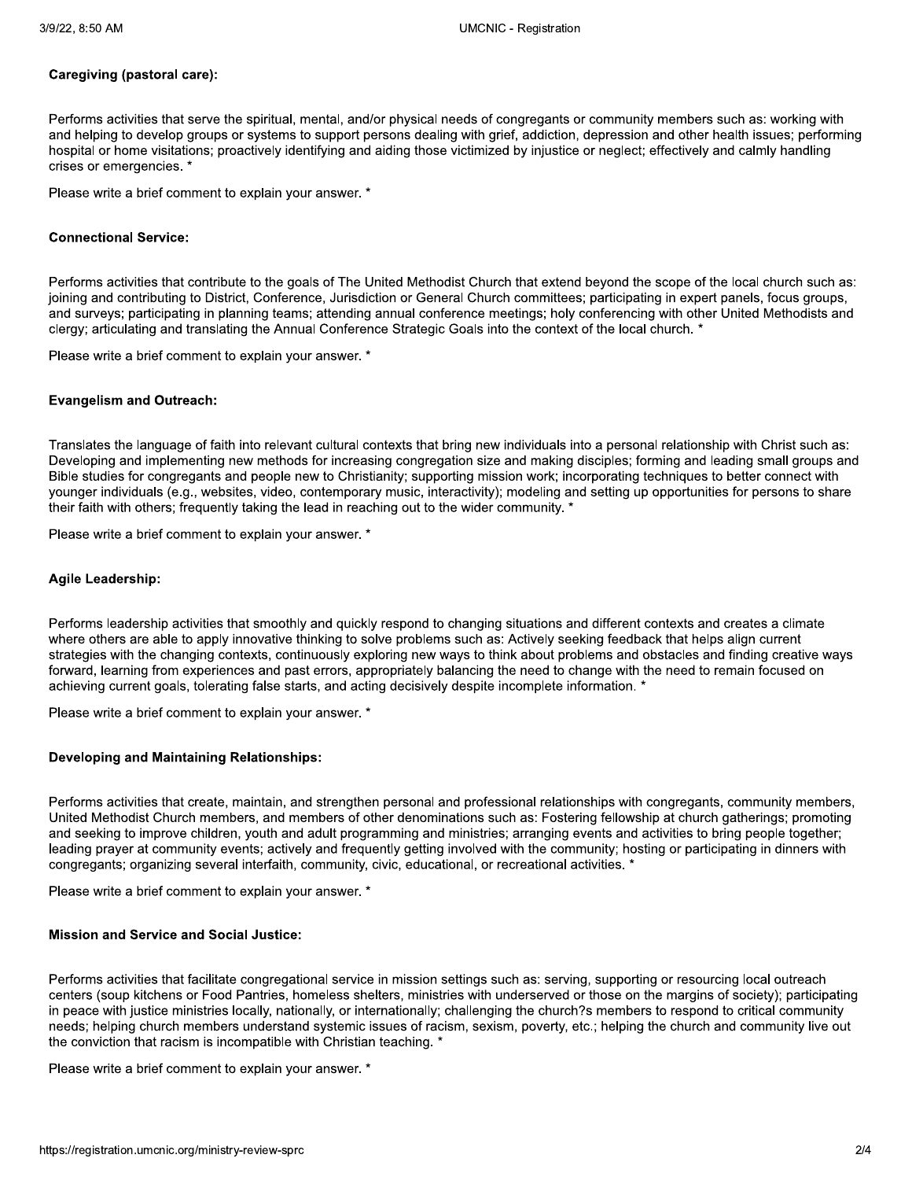**Caregiving (pastoral care):**

Performs activities that serve the spiritual, mental, and/or physical needs of congregants or community members such as: working with and helping to develop groups or systems to support persons dealing with grief, addiction, depression and other health issues; performing hospital or home visitations; proactively identifying and aiding those victimized by injustice or neglect; effectively and calmly handling crises or emergencies. *

Please write a brief comment to explain your answer. *

**Connectional Service:**

Performs activities that contribute to the goals of The United Methodist Church that extend beyond the scope of the local church such as: joining and contributing to District, Conference, Jurisdiction or General Church committees; participating in expert panels, focus groups, and surveys; participating in planning teams; attending annual conference meetings; holy conferencing with other United Methodists and clergy; articulating and translating the Annual Conference Strategic Goals into the context of the local church. *

Please write a brief comment to explain your answer. *

**Evangelism and Outreach:**

Translates the language of faith into relevant cultural contexts that bring new individuals into a personal relationship with Christ such as: Developing and implementing new methods for increasing congregation size and making disciples; forming and leading small groups and Bible studies for congregants and people new to Christianity; supporting mission work; incorporating techniques to better connect with younger individuals (e.g., websites, video, contemporary music, interactivity); modeling and setting up opportunities for persons to share their faith with others; frequently taking the lead in reaching out to the wider community. *

Please write a brief comment to explain your answer. *

**Agile Leadership:**

Performs leadership activities that smoothly and quickly respond to changing situations and different contexts and creates a climate where others are able to apply innovative thinking to solve problems such as: Actively seeking feedback that helps align current strategies with the changing contexts, continuously exploring new ways to think about problems and obstacles and finding creative ways forward, learning from experiences and past errors, appropriately balancing the need to change with the need to remain focused on achieving current goals, tolerating false starts, and acting decisively despite incomplete information. *

Please write a brief comment to explain your answer. *

**Developing and Maintaining Relationships:**

Performs activities that create, maintain, and strengthen personal and professional relationships with congregants, community members, United Methodist Church members, and members of other denominations such as: Fostering fellowship at church gatherings; promoting and seeking to improve children, youth and adult programming and ministries; arranging events and activities to bring people together; leading prayer at community events; actively and frequently getting involved with the community; hosting or participating in dinners with congregants; organizing several interfaith, community, civic, educational, or recreational activities. *

Please write a brief comment to explain your answer. *

**Mission and Service and Social Justice:**

Performs activities that facilitate congregational service in mission settings such as: serving, supporting or resourcing local outreach centers (soup kitchens or Food Pantries, homeless shelters, ministries with underserved or those on the margins of society); participating in peace with justice ministries locally, nationally, or internationally; challenging the church?s members to respond to critical community needs; helping church members understand systemic issues of racism, sexism, poverty, etc.; helping the church and community live out the conviction that racism is incompatible with Christian teaching. *

Please write a brief comment to explain your answer. *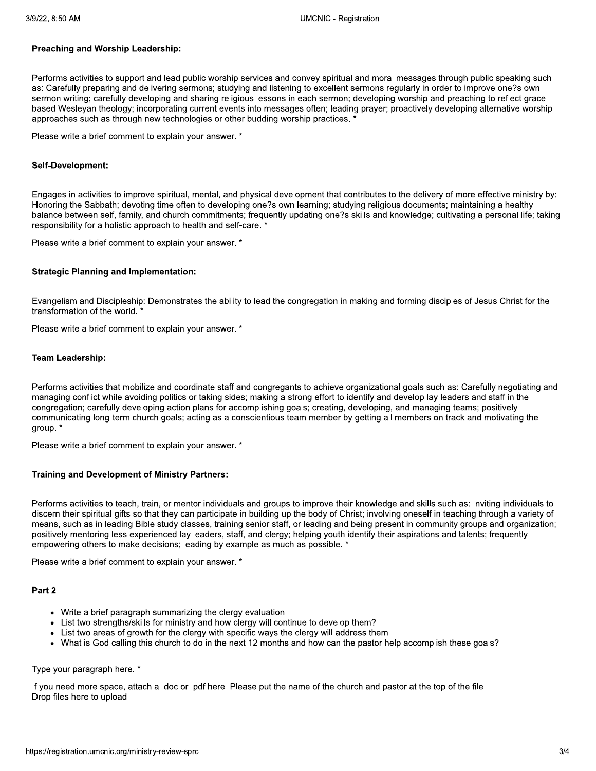**Preaching and Worship Leadership:**

Performs activities to support and lead public worship services and convey spiritual and moral messages through public speaking such as: Carefully preparing and delivering sermons; studying and listening to excellent sermons regularly in order to improve one?s own sermon writing; carefully developing and sharing religious lessons in each sermon; developing worship and preaching to reflect grace based Wesleyan theology; incorporating current events into messages often; leading prayer; proactively developing alternative worship approaches such as through new technologies or other budding worship practices. *

Please write a brief comment to explain your answer. *

**Self-Development:**

Engages in activities to improve spiritual, mental, and physical development that contributes to the delivery of more effective ministry by: Honoring the Sabbath; devoting time often to developing one?s own learning; studying religious documents; maintaining a healthy balance between self, family, and church commitments; frequently updating one?s skills and knowledge; cultivating a personal life; taking responsibility for a holistic approach to health and self-care. *

Please write a brief comment to explain your answer. *

**Strategic Planning and Implementation:**

Evangelism and Discipleship: Demonstrates the ability to lead the congregation in making and forming disciples of Jesus Christ for the transformation of the world. *

Please write a brief comment to explain your answer. *

**Team Leadership:**

Performs activities that mobilize and coordinate staff and congregants to achieve organizational goals such as: Carefully negotiating and managing conflict while avoiding politics or taking sides; making a strong effort to identify and develop lay leaders and staff in the congregation; carefully developing action plans for accomplishing goals; creating, developing, and managing teams; positively communicating long-term church goals; acting as a conscientious team member by getting all members on track and motivating the group. *

Please write a brief comment to explain your answer. *

**Training and Development of Ministry Partners:**

Performs activities to teach, train, or mentor individuals and groups to improve their knowledge and skills such as: Inviting individuals to discern their spiritual gifts so that they can participate in building up the body of Christ; involving oneself in teaching through a variety of means, such as in leading Bible study classes, training senior staff, or leading and being present in community groups and organization; positively mentoring less experienced lay leaders, staff, and clergy; helping youth identify their aspirations and talents; frequently empowering others to make decisions; leading by example as much as possible. *

Please write a brief comment to explain your answer. *

**Part 2**

- Write a brief paragraph summarizing the clergy evaluation.
- List two strengths/skills for ministry and how clergy will continue to develop them?
- List two areas of growth for the clergy with specific ways the clergy will address them.
- What is God calling this church to do in the next 12 months and how can the pastor help accomplish these goals?

Type your paragraph here. *

If you need more space, attach a .doc or .pdf here. Please put the name of the church and pastor at the top of the file.
Drop files here to upload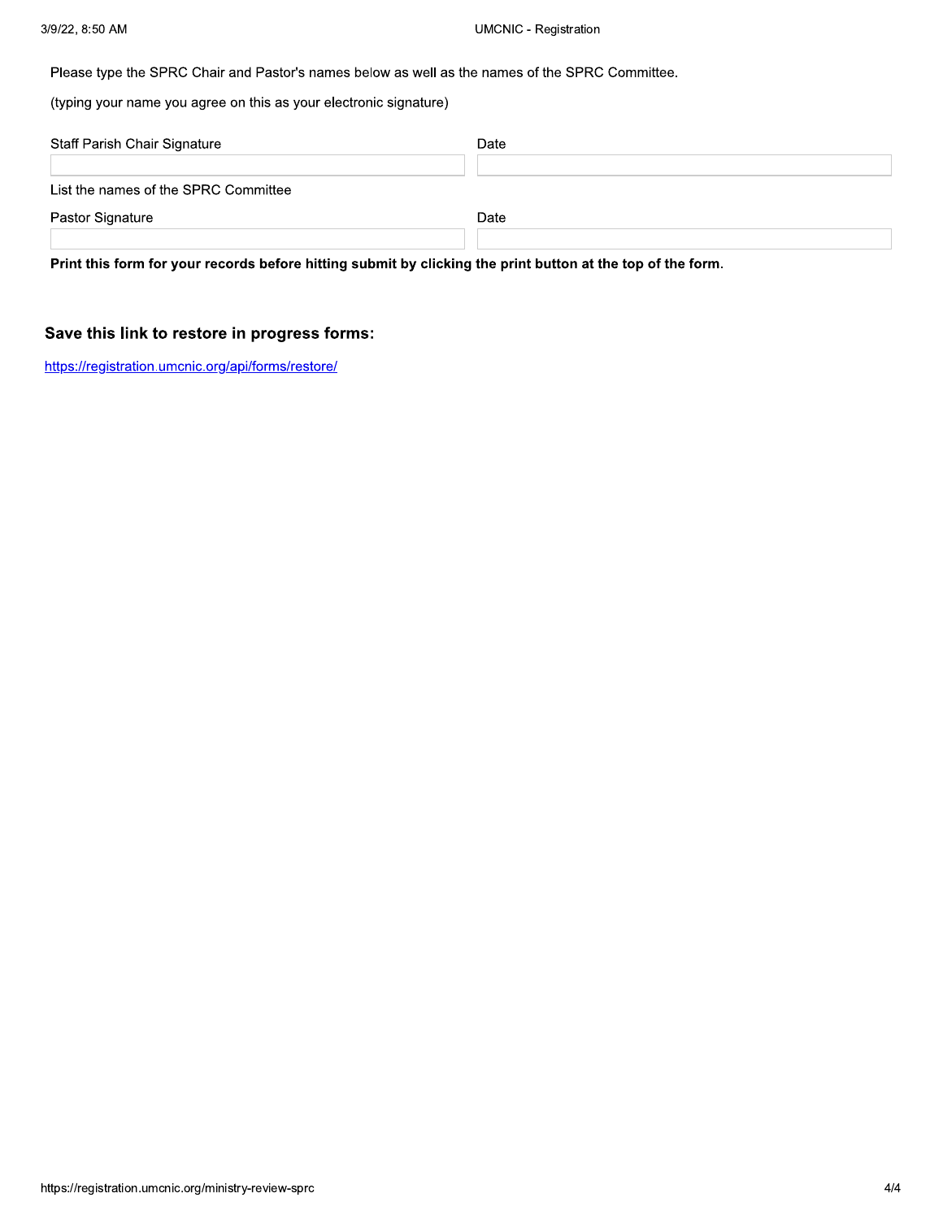Please type the SPRC Chair and Pastor's names below as well as the names of the SPRC Committee.

(typing your name you agree on this as your electronic signature)

| Staff Parish Chair Signature | Date |
| --- | --- |
| | |

List the names of the SPRC Committee

| Pastor Signature | Date |
| --- | --- |
| | |

**Print this form for your records before hitting submit by clicking the print button at the top of the form.**

### Save this link to restore in progress forms:

https://registration.umcnic.org/api/forms/restore/